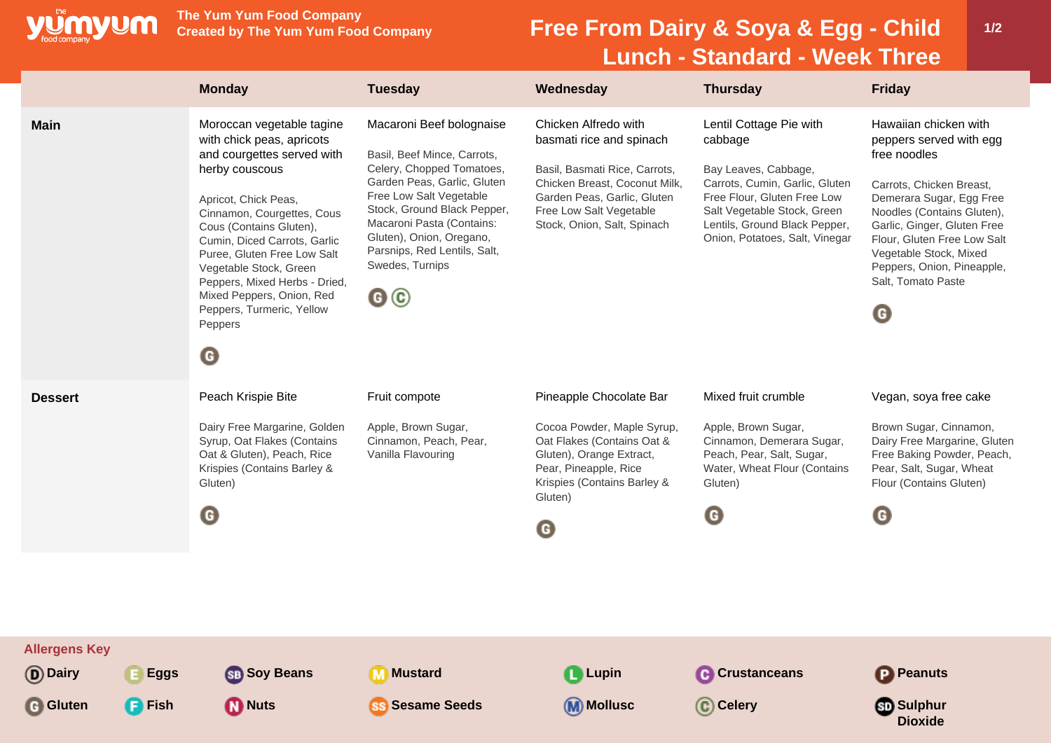The Yum Yum Food Company
Created by The Yum Yum Food Company

# Free From Dairy & Soya & Egg - Child Lunch - Standard - Week Three

| | Monday | Tuesday | Wednesday | Thursday | Friday |
|---|---|---|---|---|---|
| **Main** | Moroccan vegetable tagine with chick peas, apricots and courgettes served with herby couscous<br><br>Apricot, Chick Peas, Cinnamon, Courgettes, Cous Cous (Contains Gluten), Cumin, Diced Carrots, Garlic Puree, Gluten Free Low Salt Vegetable Stock, Green Peppers, Mixed Herbs - Dried, Mixed Peppers, Onion, Red Peppers, Turmeric, Yellow Peppers<br><br>G | Macaroni Beef bolognaise<br><br>Basil, Beef Mince, Carrots, Celery, Chopped Tomatoes, Garden Peas, Garlic, Gluten Free Low Salt Vegetable Stock, Ground Black Pepper, Macaroni Pasta (Contains: Gluten), Onion, Oregano, Parsnips, Red Lentils, Salt, Swedes, Turnips<br><br>G C | Chicken Alfredo with basmati rice and spinach<br><br>Basil, Basmati Rice, Carrots, Chicken Breast, Coconut Milk, Garden Peas, Garlic, Gluten Free Low Salt Vegetable Stock, Onion, Salt, Spinach | Lentil Cottage Pie with cabbage<br><br>Bay Leaves, Cabbage, Carrots, Cumin, Garlic, Gluten Free Flour, Gluten Free Low Salt Vegetable Stock, Green Lentils, Ground Black Pepper, Onion, Potatoes, Salt, Vinegar | Hawaiian chicken with peppers served with egg free noodles<br><br>Carrots, Chicken Breast, Demerara Sugar, Egg Free Noodles (Contains Gluten), Garlic, Ginger, Gluten Free Flour, Gluten Free Low Salt Vegetable Stock, Mixed Peppers, Onion, Pineapple, Salt, Tomato Paste<br><br>G |
| **Dessert** | Peach Krispie Bite<br><br>Dairy Free Margarine, Golden Syrup, Oat Flakes (Contains Oat & Gluten), Peach, Rice Krispies (Contains Barley & Gluten)<br><br>G | Fruit compote<br><br>Apple, Brown Sugar, Cinnamon, Peach, Pear, Vanilla Flavouring | Pineapple Chocolate Bar<br><br>Cocoa Powder, Maple Syrup, Oat Flakes (Contains Oat & Gluten), Orange Extract, Pear, Pineapple, Rice Krispies (Contains Barley & Gluten)<br><br>G | Mixed fruit crumble<br><br>Apple, Brown Sugar, Cinnamon, Demerara Sugar, Peach, Pear, Salt, Sugar, Water, Wheat Flour (Contains Gluten)<br><br>G | Vegan, soya free cake<br><br>Brown Sugar, Cinnamon, Dairy Free Margarine, Gluten Free Baking Powder, Peach, Pear, Salt, Sugar, Wheat Flour (Contains Gluten)<br><br>G |

**Allergens Key**

D Dairy · E Eggs · SB Soy Beans · M Mustard · L Lupin · C Crustaceans · P Peanuts
G Gluten · F Fish · N Nuts · SS Sesame Seeds · M Mollusc · C Celery · SD Sulphur Dioxide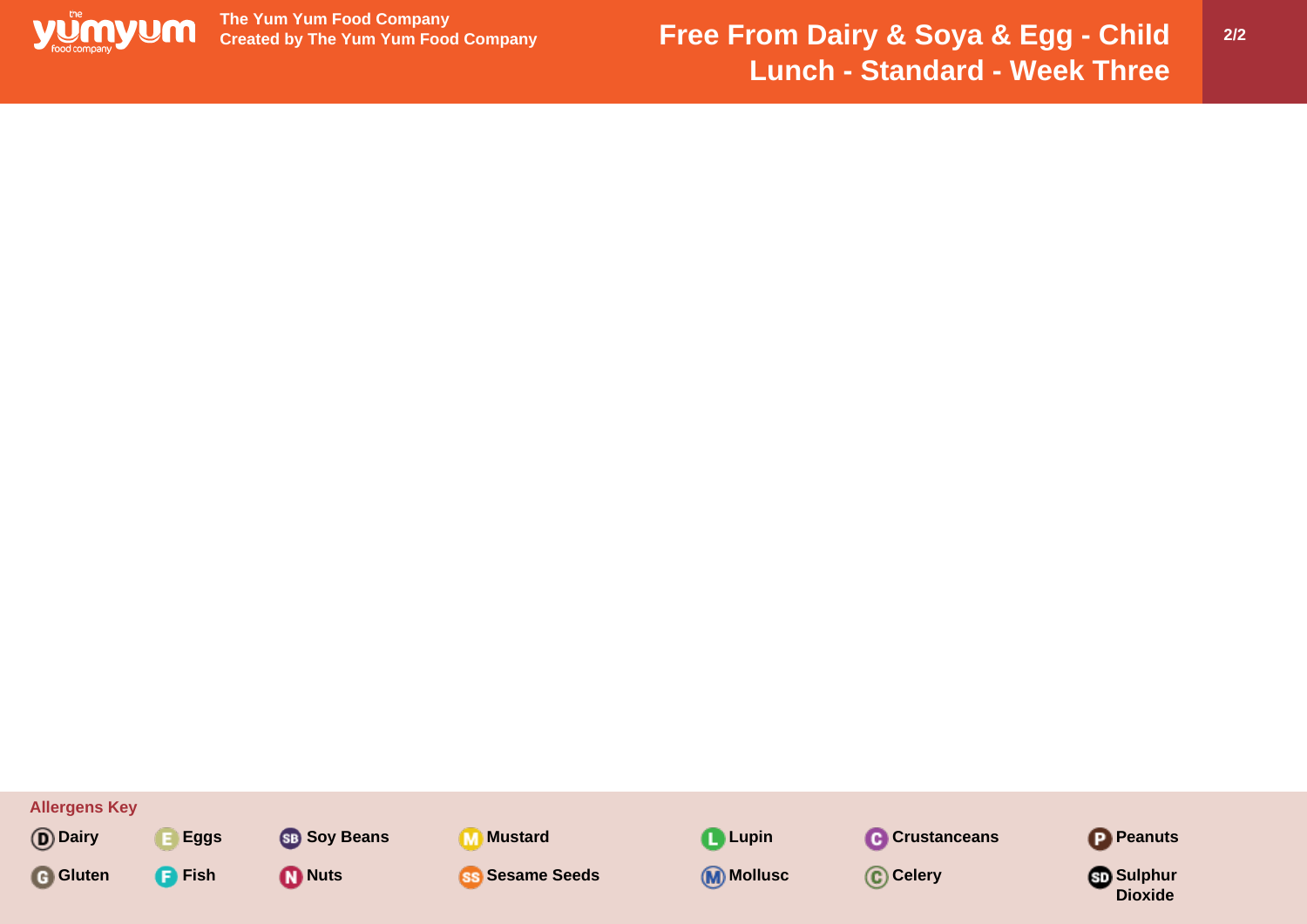# Free From Dairy & Soya & Egg - Child Lunch - Standard - Week Three

The Yum Yum Food Company
Created by The Yum Yum Food Company

**Allergens Key**

| | | | | | | |
|---|---|---|---|---|---|---|
| D Dairy | E Eggs | SB Soy Beans | M Mustard | L Lupin | C Crustanceans | P Peanuts |
| G Gluten | F Fish | N Nuts | SS Sesame Seeds | M Mollusc | C Celery | SD Sulphur Dioxide |